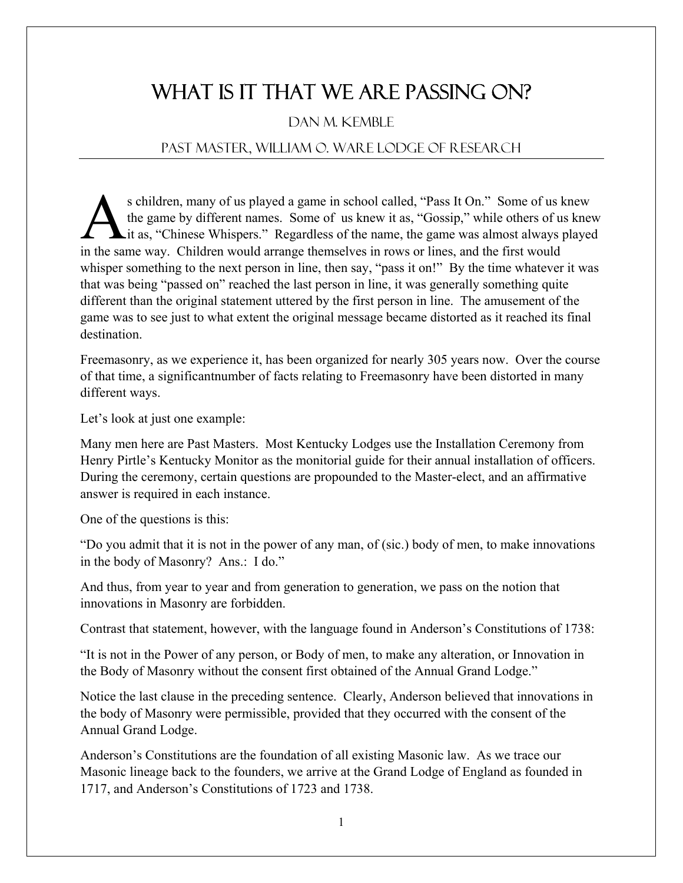# What Is It That We Are Passing On?

Dan M. Kemble

Past Master, William O. Ware Lodge of Research

As children, many of us played a game in school called, "Pass It On." Some of us knew the game by different names. Some of us knew it as, "Gossip," while others of us knew it as, "Chinese Whispers." Regardless of the name, the game was almost always played in the same way. Children would arrange themselves in rows or lines, and the first would whisper something to the next person in line, then say, "pass it on!" By the time whatever it was that was being "passed on" reached the last person in line, it was generally something quite different than the original statement uttered by the first person in line. The amusement of the game was to see just to what extent the original message became distorted as it reached its final destination.

Freemasonry, as we experience it, has been organized for nearly 305 years now. Over the course of that time, a significantnumber of facts relating to Freemasonry have been distorted in many different ways.

Let's look at just one example:

Many men here are Past Masters. Most Kentucky Lodges use the Installation Ceremony from Henry Pirtle's Kentucky Monitor as the monitorial guide for their annual installation of officers. During the ceremony, certain questions are propounded to the Master-elect, and an affirmative answer is required in each instance.

One of the questions is this:

"Do you admit that it is not in the power of any man, of (sic.) body of men, to make innovations in the body of Masonry? Ans.: I do."

And thus, from year to year and from generation to generation, we pass on the notion that innovations in Masonry are forbidden.

Contrast that statement, however, with the language found in Anderson's Constitutions of 1738:

"It is not in the Power of any person, or Body of men, to make any alteration, or Innovation in the Body of Masonry without the consent first obtained of the Annual Grand Lodge."

Notice the last clause in the preceding sentence. Clearly, Anderson believed that innovations in the body of Masonry were permissible, provided that they occurred with the consent of the Annual Grand Lodge.

Anderson's Constitutions are the foundation of all existing Masonic law. As we trace our Masonic lineage back to the founders, we arrive at the Grand Lodge of England as founded in 1717, and Anderson's Constitutions of 1723 and 1738.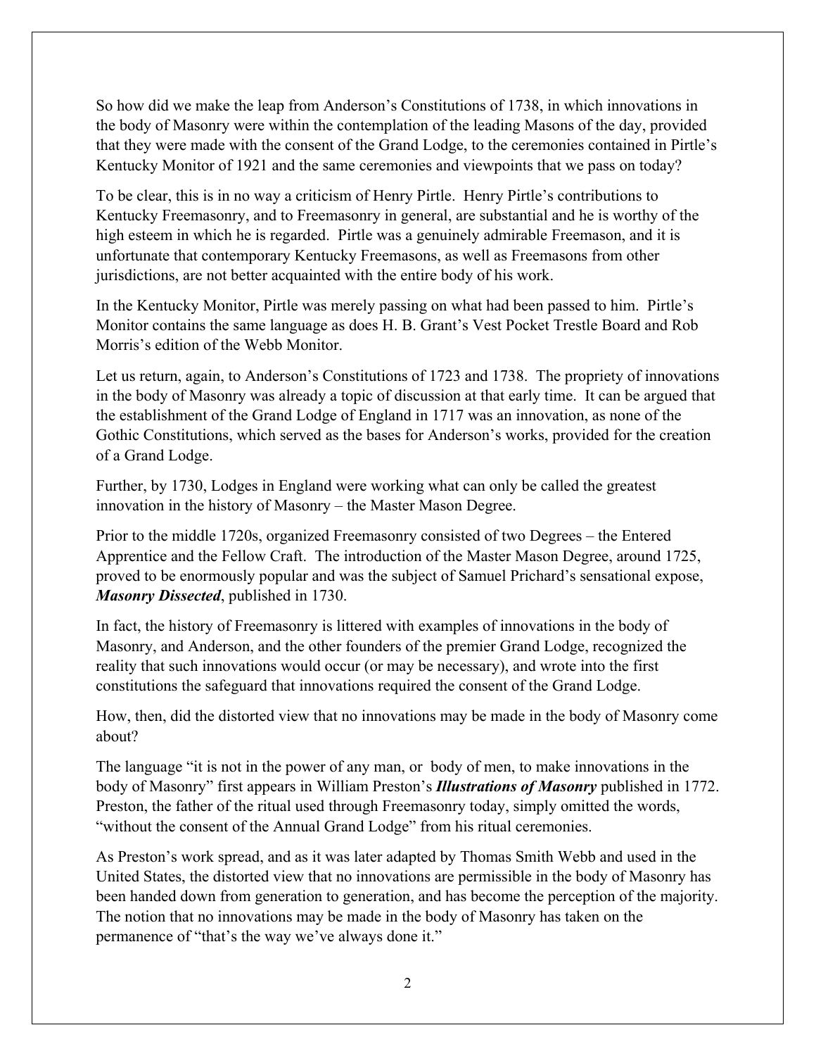So how did we make the leap from Anderson's Constitutions of 1738, in which innovations in the body of Masonry were within the contemplation of the leading Masons of the day, provided that they were made with the consent of the Grand Lodge, to the ceremonies contained in Pirtle's Kentucky Monitor of 1921 and the same ceremonies and viewpoints that we pass on today?

To be clear, this is in no way a criticism of Henry Pirtle. Henry Pirtle's contributions to Kentucky Freemasonry, and to Freemasonry in general, are substantial and he is worthy of the high esteem in which he is regarded. Pirtle was a genuinely admirable Freemason, and it is unfortunate that contemporary Kentucky Freemasons, as well as Freemasons from other jurisdictions, are not better acquainted with the entire body of his work.

In the Kentucky Monitor, Pirtle was merely passing on what had been passed to him. Pirtle's Monitor contains the same language as does H. B. Grant's Vest Pocket Trestle Board and Rob Morris's edition of the Webb Monitor.

Let us return, again, to Anderson's Constitutions of 1723 and 1738. The propriety of innovations in the body of Masonry was already a topic of discussion at that early time. It can be argued that the establishment of the Grand Lodge of England in 1717 was an innovation, as none of the Gothic Constitutions, which served as the bases for Anderson's works, provided for the creation of a Grand Lodge.

Further, by 1730, Lodges in England were working what can only be called the greatest innovation in the history of Masonry – the Master Mason Degree.

Prior to the middle 1720s, organized Freemasonry consisted of two Degrees – the Entered Apprentice and the Fellow Craft. The introduction of the Master Mason Degree, around 1725, proved to be enormously popular and was the subject of Samuel Prichard's sensational expose, ***Masonry Dissected***, published in 1730.

In fact, the history of Freemasonry is littered with examples of innovations in the body of Masonry, and Anderson, and the other founders of the premier Grand Lodge, recognized the reality that such innovations would occur (or may be necessary), and wrote into the first constitutions the safeguard that innovations required the consent of the Grand Lodge.

How, then, did the distorted view that no innovations may be made in the body of Masonry come about?

The language "it is not in the power of any man, or body of men, to make innovations in the body of Masonry" first appears in William Preston's ***Illustrations of Masonry*** published in 1772. Preston, the father of the ritual used through Freemasonry today, simply omitted the words, "without the consent of the Annual Grand Lodge" from his ritual ceremonies.

As Preston's work spread, and as it was later adapted by Thomas Smith Webb and used in the United States, the distorted view that no innovations are permissible in the body of Masonry has been handed down from generation to generation, and has become the perception of the majority. The notion that no innovations may be made in the body of Masonry has taken on the permanence of "that's the way we've always done it."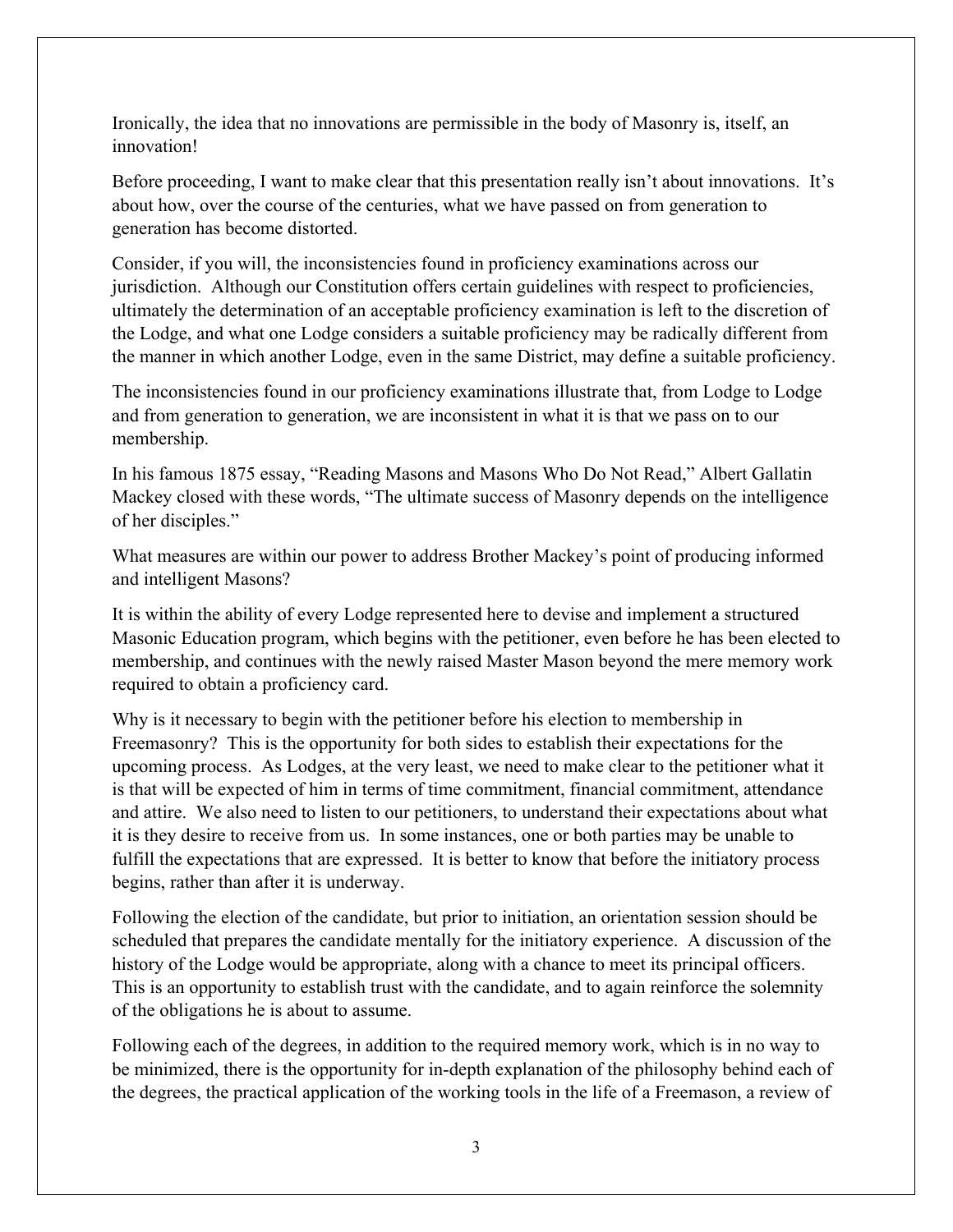Ironically, the idea that no innovations are permissible in the body of Masonry is, itself, an innovation!

Before proceeding, I want to make clear that this presentation really isn't about innovations. It's about how, over the course of the centuries, what we have passed on from generation to generation has become distorted.

Consider, if you will, the inconsistencies found in proficiency examinations across our jurisdiction. Although our Constitution offers certain guidelines with respect to proficiencies, ultimately the determination of an acceptable proficiency examination is left to the discretion of the Lodge, and what one Lodge considers a suitable proficiency may be radically different from the manner in which another Lodge, even in the same District, may define a suitable proficiency.

The inconsistencies found in our proficiency examinations illustrate that, from Lodge to Lodge and from generation to generation, we are inconsistent in what it is that we pass on to our membership.

In his famous 1875 essay, "Reading Masons and Masons Who Do Not Read," Albert Gallatin Mackey closed with these words, "The ultimate success of Masonry depends on the intelligence of her disciples."

What measures are within our power to address Brother Mackey's point of producing informed and intelligent Masons?

It is within the ability of every Lodge represented here to devise and implement a structured Masonic Education program, which begins with the petitioner, even before he has been elected to membership, and continues with the newly raised Master Mason beyond the mere memory work required to obtain a proficiency card.

Why is it necessary to begin with the petitioner before his election to membership in Freemasonry? This is the opportunity for both sides to establish their expectations for the upcoming process. As Lodges, at the very least, we need to make clear to the petitioner what it is that will be expected of him in terms of time commitment, financial commitment, attendance and attire. We also need to listen to our petitioners, to understand their expectations about what it is they desire to receive from us. In some instances, one or both parties may be unable to fulfill the expectations that are expressed. It is better to know that before the initiatory process begins, rather than after it is underway.

Following the election of the candidate, but prior to initiation, an orientation session should be scheduled that prepares the candidate mentally for the initiatory experience. A discussion of the history of the Lodge would be appropriate, along with a chance to meet its principal officers. This is an opportunity to establish trust with the candidate, and to again reinforce the solemnity of the obligations he is about to assume.

Following each of the degrees, in addition to the required memory work, which is in no way to be minimized, there is the opportunity for in-depth explanation of the philosophy behind each of the degrees, the practical application of the working tools in the life of a Freemason, a review of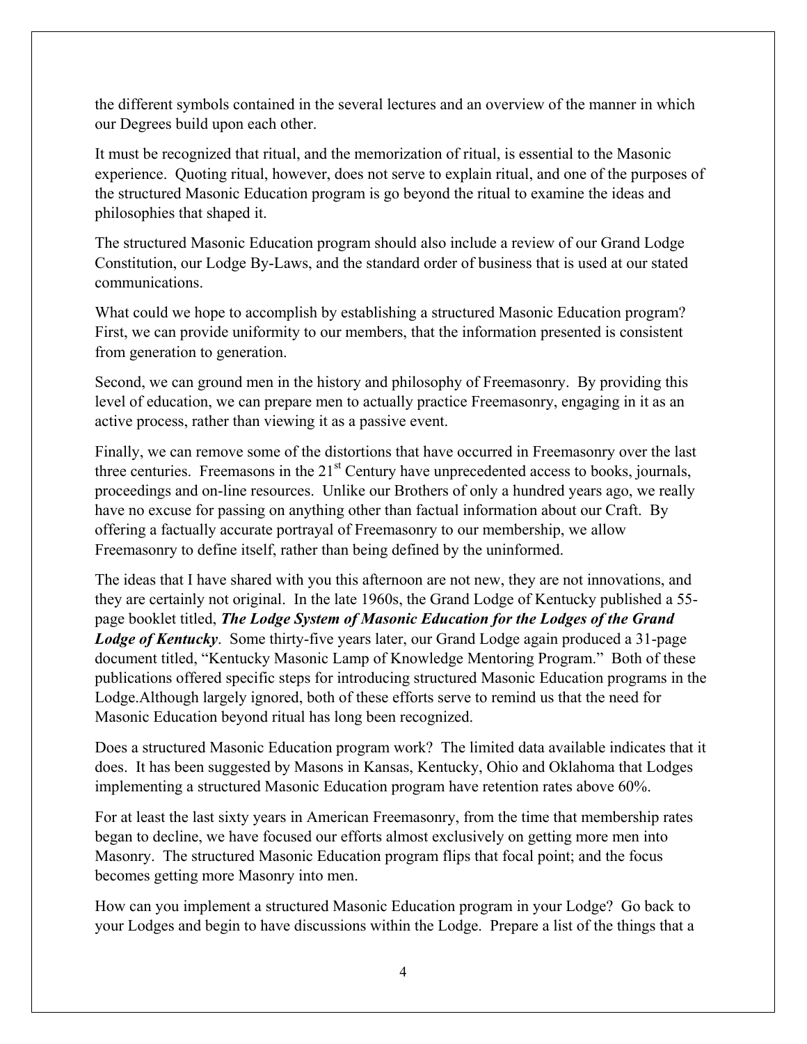the different symbols contained in the several lectures and an overview of the manner in which our Degrees build upon each other.

It must be recognized that ritual, and the memorization of ritual, is essential to the Masonic experience. Quoting ritual, however, does not serve to explain ritual, and one of the purposes of the structured Masonic Education program is go beyond the ritual to examine the ideas and philosophies that shaped it.

The structured Masonic Education program should also include a review of our Grand Lodge Constitution, our Lodge By-Laws, and the standard order of business that is used at our stated communications.

What could we hope to accomplish by establishing a structured Masonic Education program? First, we can provide uniformity to our members, that the information presented is consistent from generation to generation.

Second, we can ground men in the history and philosophy of Freemasonry. By providing this level of education, we can prepare men to actually practice Freemasonry, engaging in it as an active process, rather than viewing it as a passive event.

Finally, we can remove some of the distortions that have occurred in Freemasonry over the last three centuries. Freemasons in the 21st Century have unprecedented access to books, journals, proceedings and on-line resources. Unlike our Brothers of only a hundred years ago, we really have no excuse for passing on anything other than factual information about our Craft. By offering a factually accurate portrayal of Freemasonry to our membership, we allow Freemasonry to define itself, rather than being defined by the uninformed.

The ideas that I have shared with you this afternoon are not new, they are not innovations, and they are certainly not original. In the late 1960s, the Grand Lodge of Kentucky published a 55-page booklet titled, ***The Lodge System of Masonic Education for the Lodges of the Grand Lodge of Kentucky***. Some thirty-five years later, our Grand Lodge again produced a 31-page document titled, "Kentucky Masonic Lamp of Knowledge Mentoring Program." Both of these publications offered specific steps for introducing structured Masonic Education programs in the Lodge.Although largely ignored, both of these efforts serve to remind us that the need for Masonic Education beyond ritual has long been recognized.

Does a structured Masonic Education program work? The limited data available indicates that it does. It has been suggested by Masons in Kansas, Kentucky, Ohio and Oklahoma that Lodges implementing a structured Masonic Education program have retention rates above 60%.

For at least the last sixty years in American Freemasonry, from the time that membership rates began to decline, we have focused our efforts almost exclusively on getting more men into Masonry. The structured Masonic Education program flips that focal point; and the focus becomes getting more Masonry into men.

How can you implement a structured Masonic Education program in your Lodge? Go back to your Lodges and begin to have discussions within the Lodge. Prepare a list of the things that a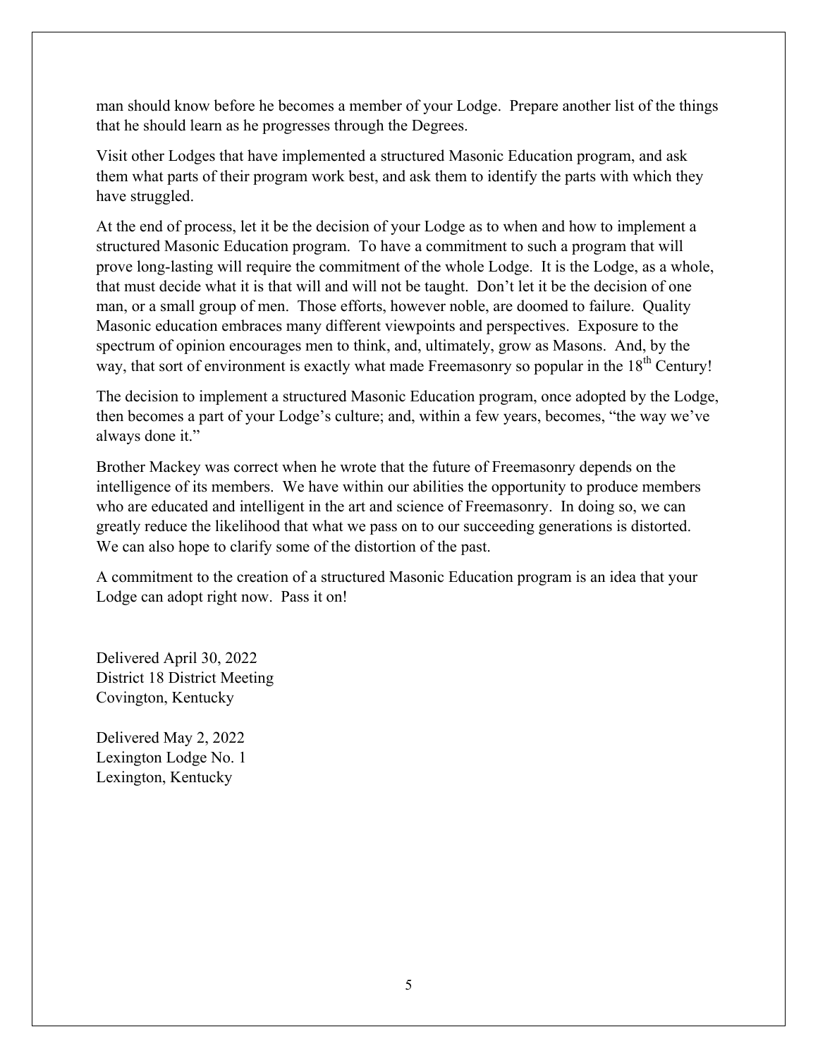man should know before he becomes a member of your Lodge. Prepare another list of the things that he should learn as he progresses through the Degrees.

Visit other Lodges that have implemented a structured Masonic Education program, and ask them what parts of their program work best, and ask them to identify the parts with which they have struggled.

At the end of process, let it be the decision of your Lodge as to when and how to implement a structured Masonic Education program. To have a commitment to such a program that will prove long-lasting will require the commitment of the whole Lodge. It is the Lodge, as a whole, that must decide what it is that will and will not be taught. Don't let it be the decision of one man, or a small group of men. Those efforts, however noble, are doomed to failure. Quality Masonic education embraces many different viewpoints and perspectives. Exposure to the spectrum of opinion encourages men to think, and, ultimately, grow as Masons. And, by the way, that sort of environment is exactly what made Freemasonry so popular in the 18th Century!

The decision to implement a structured Masonic Education program, once adopted by the Lodge, then becomes a part of your Lodge's culture; and, within a few years, becomes, "the way we've always done it."

Brother Mackey was correct when he wrote that the future of Freemasonry depends on the intelligence of its members. We have within our abilities the opportunity to produce members who are educated and intelligent in the art and science of Freemasonry. In doing so, we can greatly reduce the likelihood that what we pass on to our succeeding generations is distorted. We can also hope to clarify some of the distortion of the past.

A commitment to the creation of a structured Masonic Education program is an idea that your Lodge can adopt right now. Pass it on!

Delivered April 30, 2022
District 18 District Meeting
Covington, Kentucky

Delivered May 2, 2022
Lexington Lodge No. 1
Lexington, Kentucky